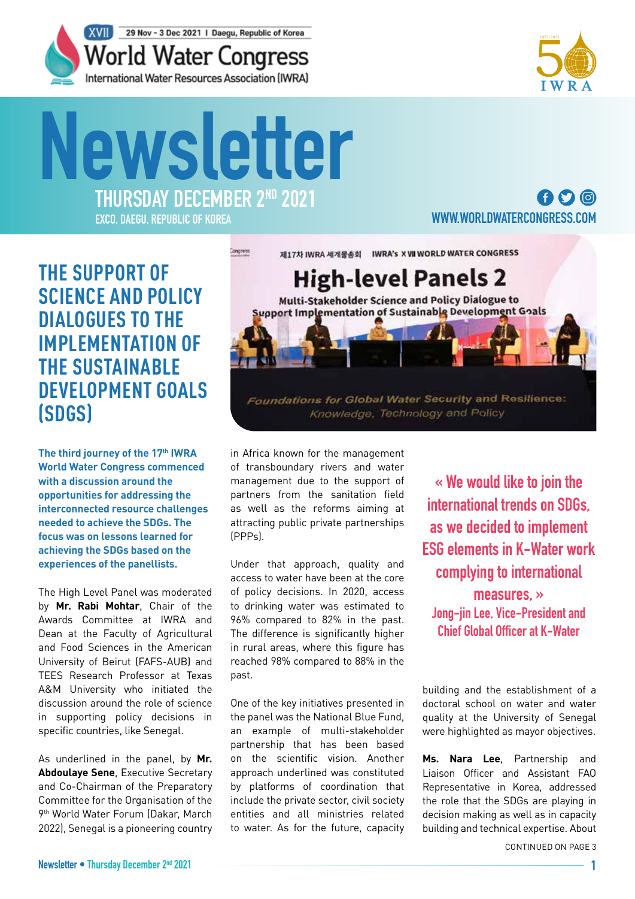XVII 29 Nov - 3 Dec 2021 | Daegu, Republic of Korea

World Water Congress

International Water Resources Association (IWRA)

# Newsletter

THURSDAY DECEMBER 2ND 2021

EXCO, DAEGU, REPUBLIC OF KOREA

WWW.WORLDWATERCONGRESS.COM

## THE SUPPORT OF SCIENCE AND POLICY DIALOGUES TO THE IMPLEMENTATION OF THE SUSTAINABLE DEVELOPMENT GOALS (SDGS)

**The third journey of the 17th IWRA World Water Congress commenced with a discussion around the opportunities for addressing the interconnected resource challenges needed to achieve the SDGs. The focus was on lessons learned for achieving the SDGs based on the experiences of the panellists.**

The High Level Panel was moderated by **Mr. Rabi Mohtar**, Chair of the Awards Committee at IWRA and Dean at the Faculty of Agricultural and Food Sciences in the American University of Beirut (FAFS-AUB) and TEES Research Professor at Texas A&M University who initiated the discussion around the role of science in supporting policy decisions in specific countries, like Senegal.

As underlined in the panel, by **Mr. Abdoulaye Sene**, Executive Secretary and Co-Chairman of the Preparatory Committee for the Organisation of the 9th World Water Forum (Dakar, March 2022), Senegal is a pioneering country in Africa known for the management of transboundary rivers and water management due to the support of partners from the sanitation field as well as the reforms aiming at attracting public private partnerships (PPPs).

Under that approach, quality and access to water have been at the core of policy decisions. In 2020, access to drinking water was estimated to 96% compared to 82% in the past. The difference is significantly higher in rural areas, where this figure has reached 98% compared to 88% in the past.

One of the key initiatives presented in the panel was the National Blue Fund, an example of multi-stakeholder partnership that has been based on the scientific vision. Another approach underlined was constituted by platforms of coordination that include the private sector, civil society entities and all ministries related to water. As for the future, capacity building and the establishment of a doctoral school on water and water quality at the University of Senegal were highlighted as mayor objectives.

> « We would like to join the international trends on SDGs, as we decided to implement ESG elements in K-Water work complying to international measures. »
>
> Jong-jin Lee, Vice-President and Chief Global Officer at K-Water

**Ms. Nara Lee**, Partnership and Liaison Officer and Assistant FAO Representative in Korea, addressed the role that the SDGs are playing in decision making as well as in capacity building and technical expertise. About

CONTINUED ON PAGE 3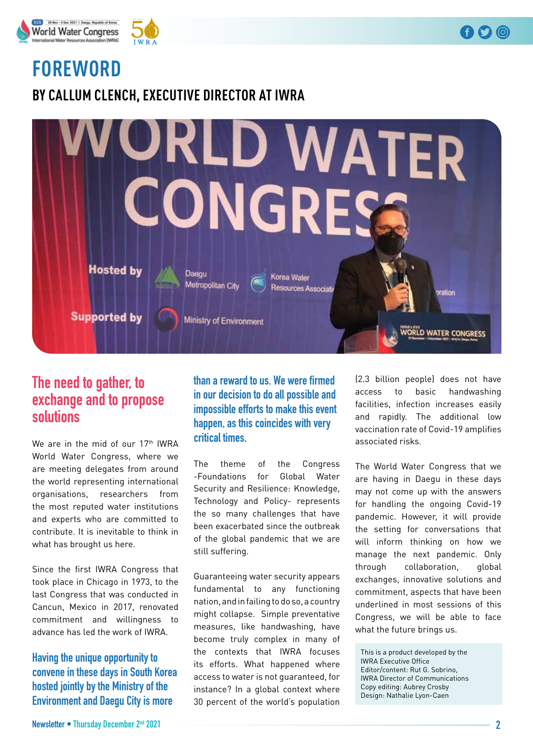# FOREWORD

## BY CALLUM CLENCH, EXECUTIVE DIRECTOR AT IWRA

### The need to gather, to exchange and to propose solutions

We are in the mid of our 17th IWRA World Water Congress, where we are meeting delegates from around the world representing international organisations, researchers from the most reputed water institutions and experts who are committed to contribute. It is inevitable to think in what has brought us here.

Since the first IWRA Congress that took place in Chicago in 1973, to the last Congress that was conducted in Cancun, Mexico in 2017, renovated commitment and willingness to advance has led the work of IWRA.

**Having the unique opportunity to convene in these days in South Korea hosted jointly by the Ministry of the Environment and Daegu City is more than a reward to us. We were firmed in our decision to do all possible and impossible efforts to make this event happen, as this coincides with very critical times.**

The theme of the Congress -Foundations for Global Water Security and Resilience: Knowledge, Technology and Policy- represents the so many challenges that have been exacerbated since the outbreak of the global pandemic that we are still suffering.

Guaranteeing water security appears fundamental to any functioning nation, and in failing to do so, a country might collapse. Simple preventative measures, like handwashing, have become truly complex in many of the contexts that IWRA focuses its efforts. What happened where access to water is not guaranteed, for instance? In a global context where 30 percent of the world's population (2.3 billion people) does not have access to basic handwashing facilities, infection increases easily and rapidly. The additional low vaccination rate of Covid-19 amplifies associated risks.

The World Water Congress that we are having in Daegu in these days may not come up with the answers for handling the ongoing Covid-19 pandemic. However, it will provide the setting for conversations that will inform thinking on how we manage the next pandemic. Only through collaboration, global exchanges, innovative solutions and commitment, aspects that have been underlined in most sessions of this Congress, we will be able to face what the future brings us.

This is a product developed by the IWRA Executive Office
Editor/content: Rut G. Sobrino, IWRA Director of Communications
Copy editing: Aubrey Crosby
Design: Nathalie Lyon-Caen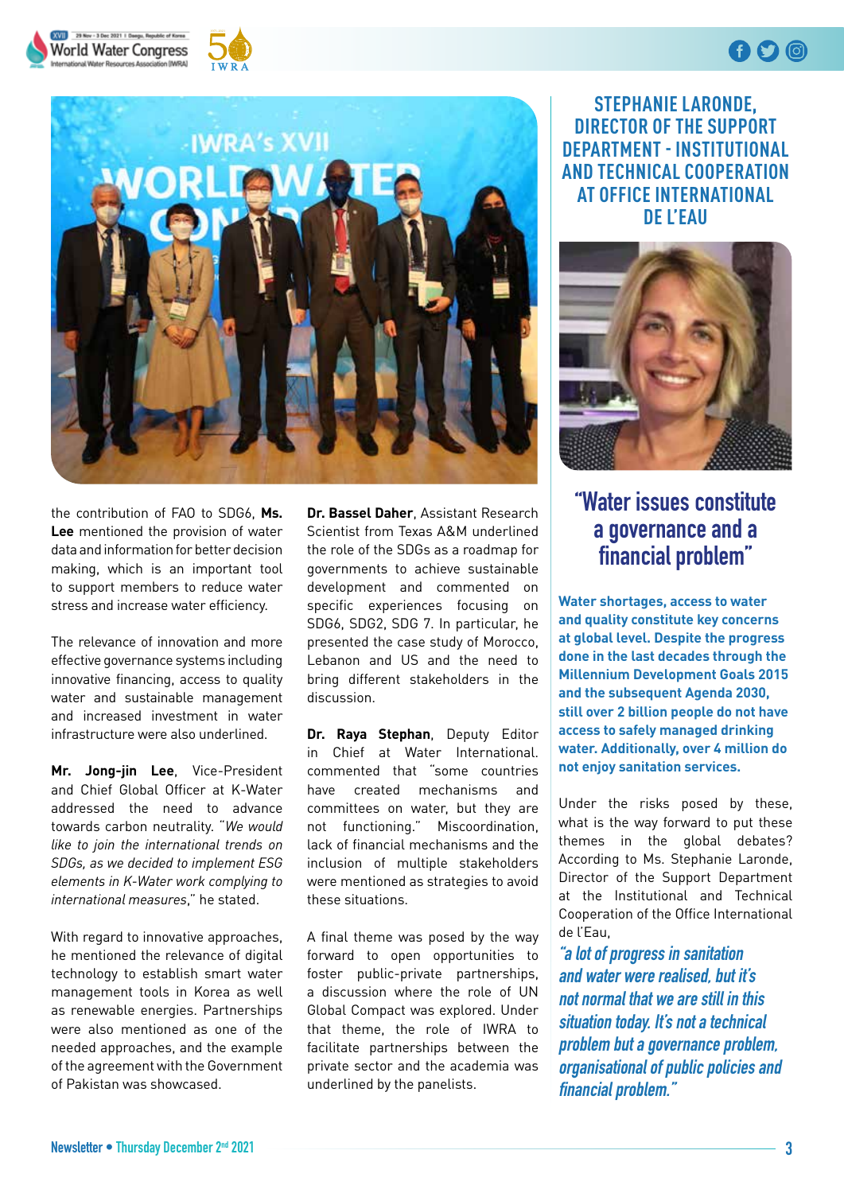the contribution of FAO to SDG6, **Ms. Lee** mentioned the provision of water data and information for better decision making, which is an important tool to support members to reduce water stress and increase water efficiency.

The relevance of innovation and more effective governance systems including innovative financing, access to quality water and sustainable management and increased investment in water infrastructure were also underlined.

**Mr. Jong-jin Lee**, Vice-President and Chief Global Officer at K-Water addressed the need to advance towards carbon neutrality. "*We would like to join the international trends on SDGs, as we decided to implement ESG elements in K-Water work complying to international measures*," he stated.

With regard to innovative approaches, he mentioned the relevance of digital technology to establish smart water management tools in Korea as well as renewable energies. Partnerships were also mentioned as one of the needed approaches, and the example of the agreement with the Government of Pakistan was showcased.

**Dr. Bassel Daher**, Assistant Research Scientist from Texas A&M underlined the role of the SDGs as a roadmap for governments to achieve sustainable development and commented on specific experiences focusing on SDG6, SDG2, SDG 7. In particular, he presented the case study of Morocco, Lebanon and US and the need to bring different stakeholders in the discussion.

**Dr. Raya Stephan**, Deputy Editor in Chief at Water International. commented that "some countries have created mechanisms and committees on water, but they are not functioning." Miscoordination, lack of financial mechanisms and the inclusion of multiple stakeholders were mentioned as strategies to avoid these situations.

A final theme was posed by the way forward to open opportunities to foster public-private partnerships, a discussion where the role of UN Global Compact was explored. Under that theme, the role of IWRA to facilitate partnerships between the private sector and the academia was underlined by the panelists.

## STEPHANIE LARONDE, DIRECTOR OF THE SUPPORT DEPARTMENT - INSTITUTIONAL AND TECHNICAL COOPERATION AT OFFICE INTERNATIONAL DE L'EAU

## "Water issues constitute a governance and a financial problem"

**Water shortages, access to water and quality constitute key concerns at global level. Despite the progress done in the last decades through the Millennium Development Goals 2015 and the subsequent Agenda 2030, still over 2 billion people do not have access to safely managed drinking water. Additionally, over 4 million do not enjoy sanitation services.**

Under the risks posed by these, what is the way forward to put these themes in the global debates? According to Ms. Stephanie Laronde, Director of the Support Department at the Institutional and Technical Cooperation of the Office International de l'Eau,

*"a lot of progress in sanitation and water were realised, but it's not normal that we are still in this situation today. It's not a technical problem but a governance problem, organisational of public policies and financial problem."*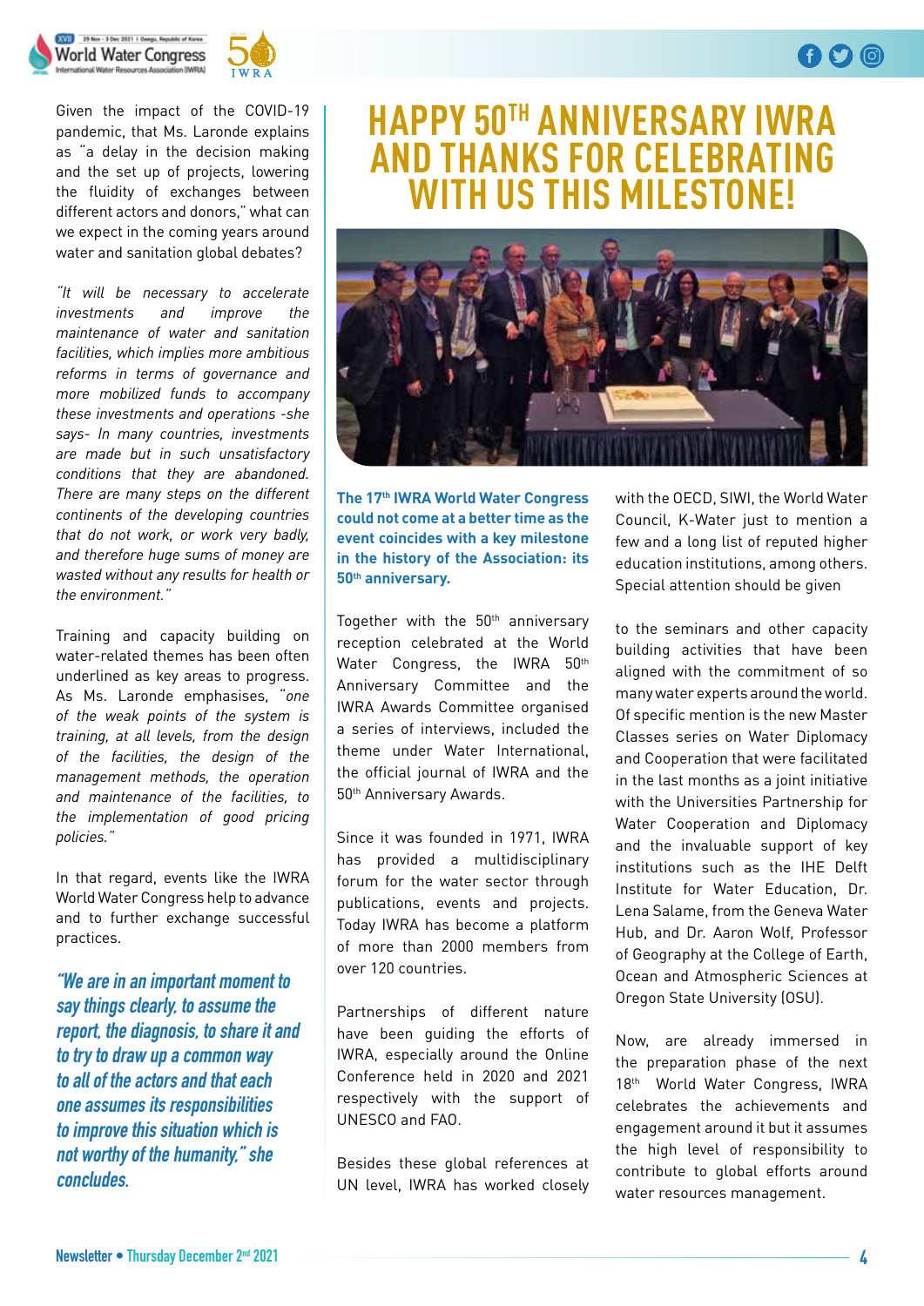Given the impact of the COVID-19 pandemic, that Ms. Laronde explains as "a delay in the decision making and the set up of projects, lowering the fluidity of exchanges between different actors and donors," what can we expect in the coming years around water and sanitation global debates?

*"It will be necessary to accelerate investments and improve the maintenance of water and sanitation facilities, which implies more ambitious reforms in terms of governance and more mobilized funds to accompany these investments and operations -she says- In many countries, investments are made but in such unsatisfactory conditions that they are abandoned. There are many steps on the different continents of the developing countries that do not work, or work very badly, and therefore huge sums of money are wasted without any results for health or the environment."*

Training and capacity building on water-related themes has been often underlined as key areas to progress. As Ms. Laronde emphasises, *"one of the weak points of the system is training, at all levels, from the design of the facilities, the design of the management methods, the operation and maintenance of the facilities, to the implementation of good pricing policies."*

In that regard, events like the IWRA World Water Congress help to advance and to further exchange successful practices.

***"We are in an important moment to say things clearly, to assume the report, the diagnosis, to share it and to try to draw up a common way to all of the actors and that each one assumes its responsibilities to improve this situation which is not worthy of the humanity," she concludes.***

# HAPPY 50TH ANNIVERSARY IWRA AND THANKS FOR CELEBRATING WITH US THIS MILESTONE!

**The 17th IWRA World Water Congress could not come at a better time as the event coincides with a key milestone in the history of the Association: its 50th anniversary.**

Together with the 50th anniversary reception celebrated at the World Water Congress, the IWRA 50th Anniversary Committee and the IWRA Awards Committee organised a series of interviews, included the theme under Water International, the official journal of IWRA and the 50th Anniversary Awards.

Since it was founded in 1971, IWRA has provided a multidisciplinary forum for the water sector through publications, events and projects. Today IWRA has become a platform of more than 2000 members from over 120 countries.

Partnerships of different nature have been guiding the efforts of IWRA, especially around the Online Conference held in 2020 and 2021 respectively with the support of UNESCO and FAO.

Besides these global references at UN level, IWRA has worked closely with the OECD, SIWI, the World Water Council, K-Water just to mention a few and a long list of reputed higher education institutions, among others. Special attention should be given

to the seminars and other capacity building activities that have been aligned with the commitment of so many water experts around the world. Of specific mention is the new Master Classes series on Water Diplomacy and Cooperation that were facilitated in the last months as a joint initiative with the Universities Partnership for Water Cooperation and Diplomacy and the invaluable support of key institutions such as the IHE Delft Institute for Water Education, Dr. Lena Salame, from the Geneva Water Hub, and Dr. Aaron Wolf, Professor of Geography at the College of Earth, Ocean and Atmospheric Sciences at Oregon State University (OSU).

Now, are already immersed in the preparation phase of the next 18th World Water Congress, IWRA celebrates the achievements and engagement around it but it assumes the high level of responsibility to contribute to global efforts around water resources management.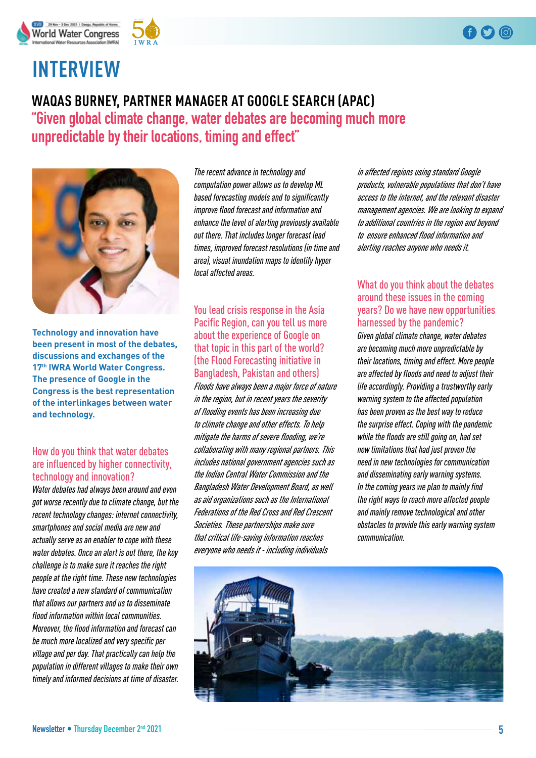# INTERVIEW

## WAQAS BURNEY, PARTNER MANAGER AT GOOGLE SEARCH (APAC)

## "Given global climate change, water debates are becoming much more unpredictable by their locations, timing and effect"

**Technology and innovation have been present in most of the debates, discussions and exchanges of the 17th IWRA World Water Congress. The presence of Google in the Congress is the best representation of the interlinkages between water and technology.**

### How do you think that water debates are influenced by higher connectivity, technology and innovation?

*Water debates had always been around and even got worse recently due to climate change, but the recent technology changes: internet connectivity, smartphones and social media are new and actually serve as an enabler to cope with these water debates. Once an alert is out there, the key challenge is to make sure it reaches the right people at the right time. These new technologies have created a new standard of communication that allows our partners and us to disseminate flood information within local communities. Moreover, the flood information and forecast can be much more localized and very specific per village and per day. That practically can help the population in different villages to make their own timely and informed decisions at time of disaster. The recent advance in technology and computation power allows us to develop ML based forecasting models and to significantly improve flood forecast and information and enhance the level of alerting previously available out there. That includes longer forecast lead times, improved forecast resolutions (in time and area), visual inundation maps to identify hyper local affected areas.*

### You lead crisis response in the Asia Pacific Region, can you tell us more about the experience of Google on that topic in this part of the world? (the Flood Forecasting initiative in Bangladesh, Pakistan and others)

*Floods have always been a major force of nature in the region, but in recent years the severity of flooding events has been increasing due to climate change and other effects. To help mitigate the harms of severe flooding, we're collaborating with many regional partners. This includes national government agencies such as the Indian Central Water Commission and the Bangladesh Water Development Board, as well as aid organizations such as the International Federations of the Red Cross and Red Crescent Societies. These partnerships make sure that critical life-saving information reaches everyone who needs it - including individuals in affected regions using standard Google products, vulnerable populations that don't have access to the internet, and the relevant disaster management agencies. We are looking to expand to additional countries in the region and beyond to ensure enhanced flood information and alerting reaches anyone who needs it.*

### What do you think about the debates around these issues in the coming years? Do we have new opportunities harnessed by the pandemic?

*Given global climate change, water debates are becoming much more unpredictable by their locations, timing and effect. More people are affected by floods and need to adjust their life accordingly. Providing a trustworthy early warning system to the affected population has been proven as the best way to reduce the surprise effect. Coping with the pandemic while the floods are still going on, had set new limitations that had just proven the need in new technologies for communication and disseminating early warning systems. In the coming years we plan to mainly find the right ways to reach more affected people and mainly remove technological and other obstacles to provide this early warning system communication.*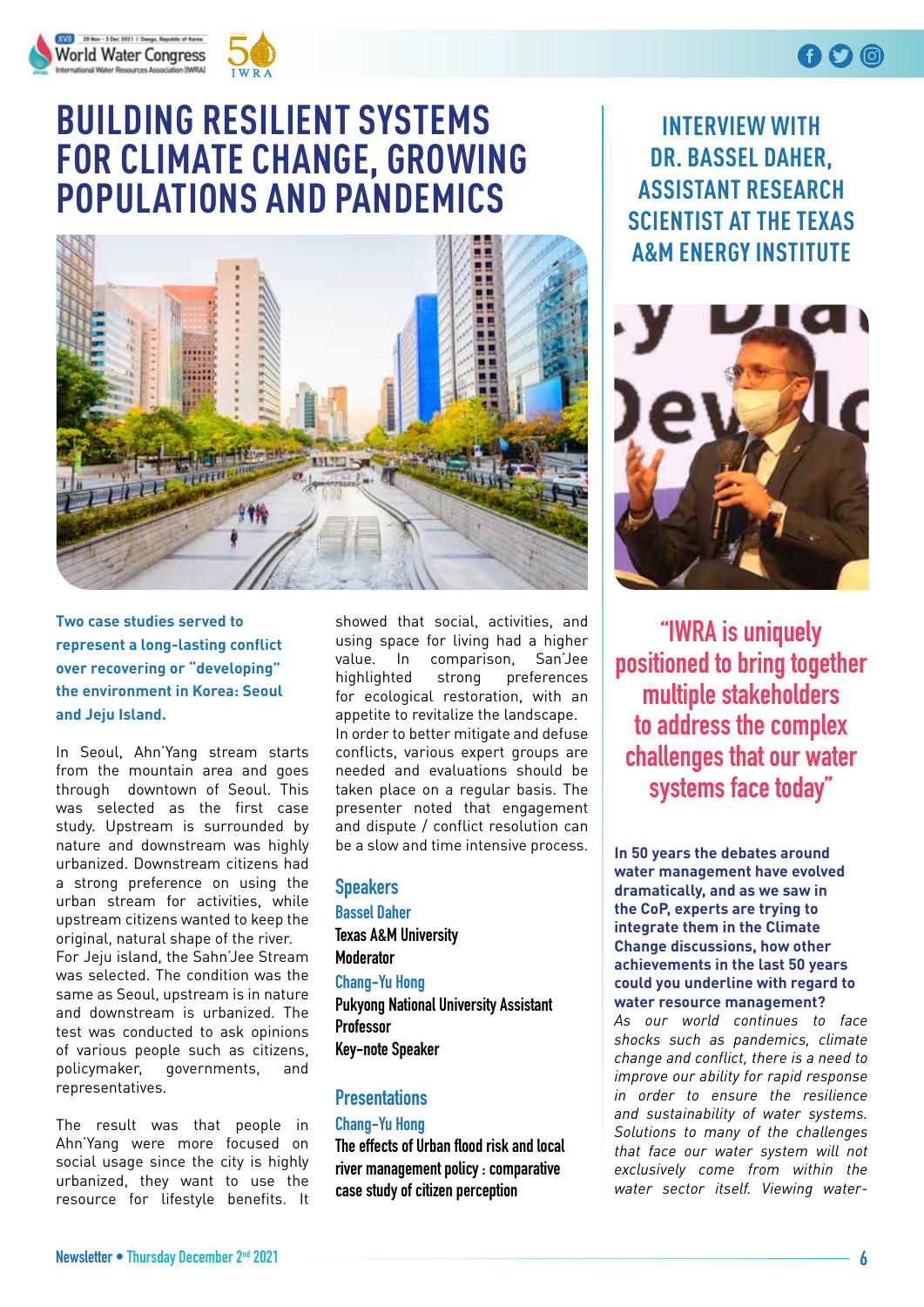# BUILDING RESILIENT SYSTEMS FOR CLIMATE CHANGE, GROWING POPULATIONS AND PANDEMICS

**Two case studies served to represent a long-lasting conflict over recovering or "developing" the environment in Korea: Seoul and Jeju Island.**

In Seoul, Ahn'Yang stream starts from the mountain area and goes through downtown of Seoul. This was selected as the first case study. Upstream is surrounded by nature and downstream was highly urbanized. Downstream citizens had a strong preference on using the urban stream for activities, while upstream citizens wanted to keep the original, natural shape of the river.
For Jeju island, the Sahn'Jee Stream was selected. The condition was the same as Seoul, upstream is in nature and downstream is urbanized. The test was conducted to ask opinions of various people such as citizens, policymaker, governments, and representatives.

The result was that people in Ahn'Yang were more focused on social usage since the city is highly urbanized, they want to use the resource for lifestyle benefits. It showed that social, activities, and using space for living had a higher value. In comparison, San'Jee highlighted strong preferences for ecological restoration, with an appetite to revitalize the landscape.
In order to better mitigate and defuse conflicts, various expert groups are needed and evaluations should be taken place on a regular basis. The presenter noted that engagement and dispute / conflict resolution can be a slow and time intensive process.

## Speakers

**Bassel Daher**
Texas A&M University
Moderator

**Chang-Yu Hong**
Pukyong National University Assistant Professor
Key-note Speaker

## Presentations

**Chang-Yu Hong**
The effects of Urban flood risk and local river management policy : comparative case study of citizen perception

# INTERVIEW WITH DR. BASSEL DAHER, ASSISTANT RESEARCH SCIENTIST AT THE TEXAS A&M ENERGY INSTITUTE

> "IWRA is uniquely positioned to bring together multiple stakeholders to address the complex challenges that our water systems face today"

**In 50 years the debates around water management have evolved dramatically, and as we saw in the CoP, experts are trying to integrate them in the Climate Change discussions, how other achievements in the last 50 years could you underline with regard to water resource management?**

*As our world continues to face shocks such as pandemics, climate change and conflict, there is a need to improve our ability for rapid response in order to ensure the resilience and sustainability of water systems. Solutions to many of the challenges that face our water system will not exclusively come from within the water sector itself. Viewing water-*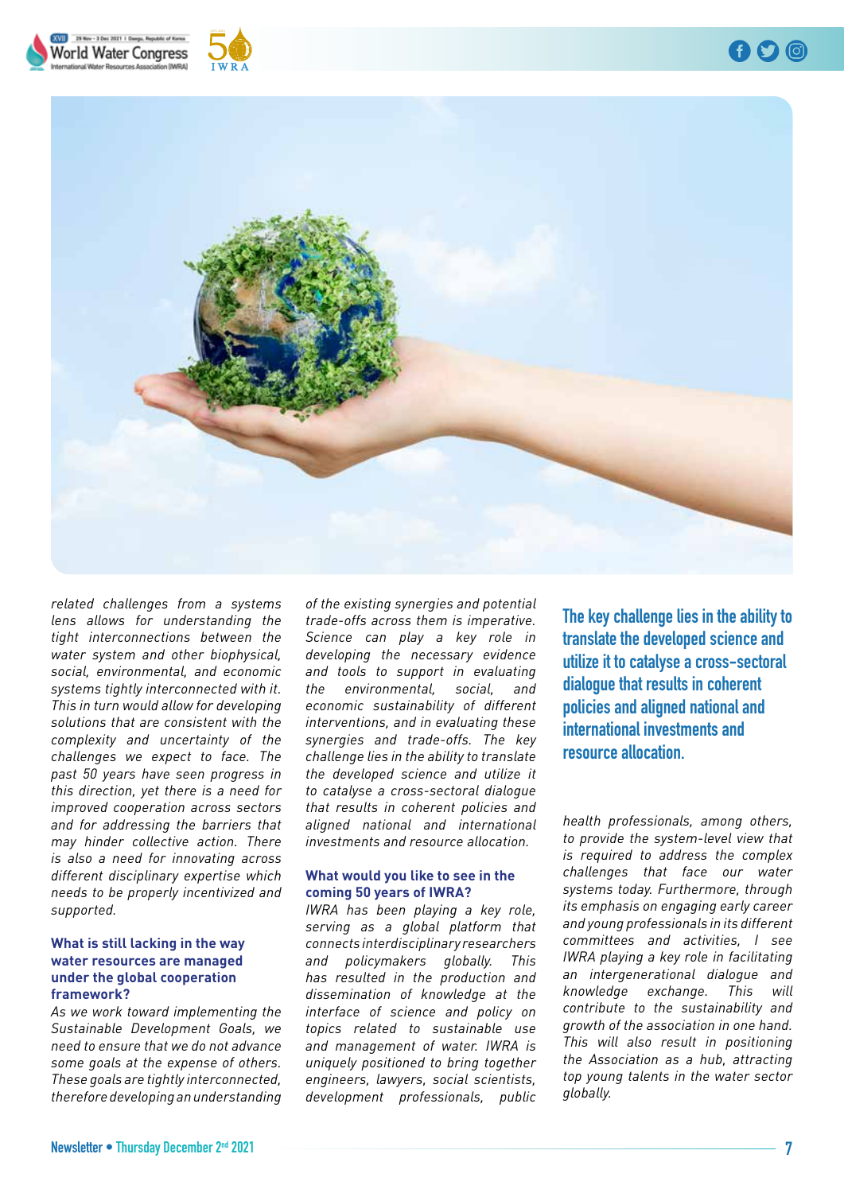*related challenges from a systems lens allows for understanding the tight interconnections between the water system and other biophysical, social, environmental, and economic systems tightly interconnected with it. This in turn would allow for developing solutions that are consistent with the complexity and uncertainty of the challenges we expect to face. The past 50 years have seen progress in this direction, yet there is a need for improved cooperation across sectors and for addressing the barriers that may hinder collective action. There is also a need for innovating across different disciplinary expertise which needs to be properly incentivized and supported.*

**What is still lacking in the way water resources are managed under the global cooperation framework?**

*As we work toward implementing the Sustainable Development Goals, we need to ensure that we do not advance some goals at the expense of others. These goals are tightly interconnected, therefore developing an understanding of the existing synergies and potential trade-offs across them is imperative. Science can play a key role in developing the necessary evidence and tools to support in evaluating the environmental, social, and economic sustainability of different interventions, and in evaluating these synergies and trade-offs. The key challenge lies in the ability to translate the developed science and utilize it to catalyse a cross-sectoral dialogue that results in coherent policies and aligned national and international investments and resource allocation.*

**What would you like to see in the coming 50 years of IWRA?**

*IWRA has been playing a key role, serving as a global platform that connects interdisciplinary researchers and policymakers globally. This has resulted in the production and dissemination of knowledge at the interface of science and policy on topics related to sustainable use and management of water. IWRA is uniquely positioned to bring together engineers, lawyers, social scientists, development professionals, public health professionals, among others, to provide the system-level view that is required to address the complex challenges that face our water systems today. Furthermore, through its emphasis on engaging early career and young professionals in its different committees and activities, I see IWRA playing a key role in facilitating an intergenerational dialogue and knowledge exchange. This will contribute to the sustainability and growth of the association in one hand. This will also result in positioning the Association as a hub, attracting top young talents in the water sector globally.*

> **The key challenge lies in the ability to translate the developed science and utilize it to catalyse a cross-sectoral dialogue that results in coherent policies and aligned national and international investments and resource allocation.**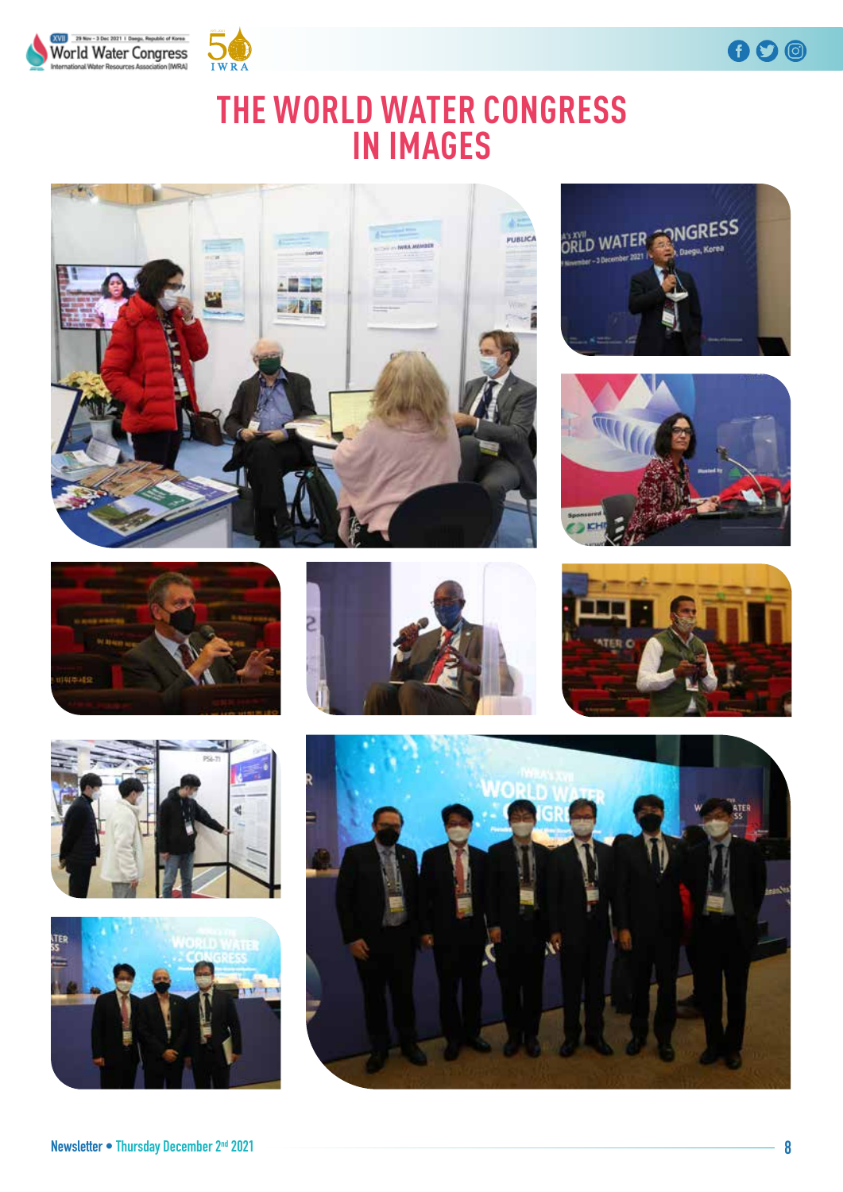# THE WORLD WATER CONGRESS IN IMAGES